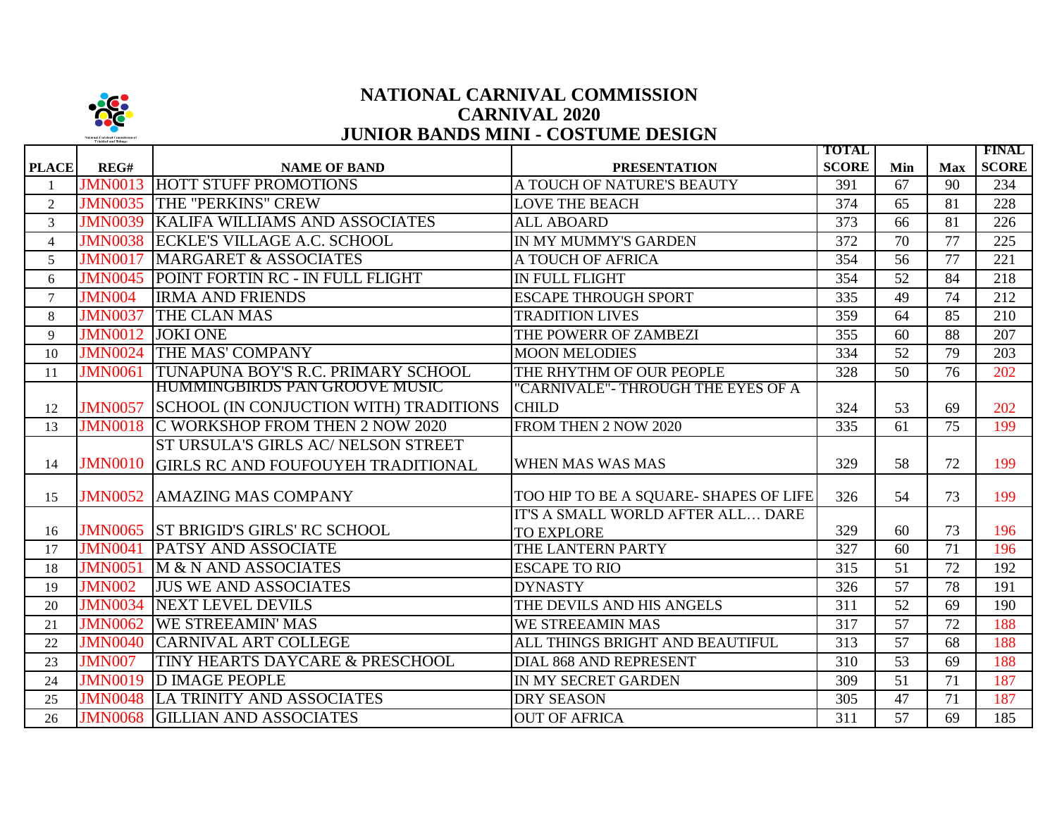# NATIONAL CARNIVAL COMMISSION
## CARNIVAL 2020
## JUNIOR BANDS MINI - COSTUME DESIGN

| PLACE | REG# | NAME OF BAND | PRESENTATION | TOTAL SCORE | Min | Max | FINAL SCORE |
|---|---|---|---|---|---|---|---|
| 1 | JMN0013 | HOTT STUFF PROMOTIONS | A TOUCH OF NATURE'S BEAUTY | 391 | 67 | 90 | 234 |
| 2 | JMN0035 | THE "PERKINS" CREW | LOVE THE BEACH | 374 | 65 | 81 | 228 |
| 3 | JMN0039 | KALIFA WILLIAMS AND ASSOCIATES | ALL ABOARD | 373 | 66 | 81 | 226 |
| 4 | JMN0038 | ECKLE'S VILLAGE A.C. SCHOOL | IN MY MUMMY'S GARDEN | 372 | 70 | 77 | 225 |
| 5 | JMN0017 | MARGARET & ASSOCIATES | A TOUCH OF AFRICA | 354 | 56 | 77 | 221 |
| 6 | JMN0045 | POINT FORTIN RC - IN FULL FLIGHT | IN FULL FLIGHT | 354 | 52 | 84 | 218 |
| 7 | JMN004 | IRMA AND FRIENDS | ESCAPE THROUGH SPORT | 335 | 49 | 74 | 212 |
| 8 | JMN0037 | THE CLAN MAS | TRADITION LIVES | 359 | 64 | 85 | 210 |
| 9 | JMN0012 | JOKI ONE | THE POWERR OF ZAMBEZI | 355 | 60 | 88 | 207 |
| 10 | JMN0024 | THE MAS' COMPANY | MOON MELODIES | 334 | 52 | 79 | 203 |
| 11 | JMN0061 | TUNAPUNA BOY'S R.C. PRIMARY SCHOOL | THE RHYTHM OF OUR PEOPLE | 328 | 50 | 76 | 202 |
| 12 | JMN0057 | HUMMINGBIRDS PAN GROOVE MUSIC SCHOOL (IN CONJUCTION WITH) TRADITIONS | "CARNIVALE"- THROUGH THE EYES OF A CHILD | 324 | 53 | 69 | 202 |
| 13 | JMN0018 | C WORKSHOP FROM THEN 2 NOW 2020 | FROM THEN 2 NOW 2020 | 335 | 61 | 75 | 199 |
| 14 | JMN0010 | ST URSULA'S GIRLS AC/ NELSON STREET GIRLS RC AND FOUFOUYEH TRADITIONAL | WHEN MAS WAS MAS | 329 | 58 | 72 | 199 |
| 15 | JMN0052 | AMAZING MAS COMPANY | TOO HIP TO BE A SQUARE- SHAPES OF LIFE | 326 | 54 | 73 | 199 |
| 16 | JMN0065 | ST BRIGID'S GIRLS' RC SCHOOL | IT'S A SMALL WORLD AFTER ALL… DARE TO EXPLORE | 329 | 60 | 73 | 196 |
| 17 | JMN0041 | PATSY AND ASSOCIATE | THE LANTERN PARTY | 327 | 60 | 71 | 196 |
| 18 | JMN0051 | M & N AND ASSOCIATES | ESCAPE TO RIO | 315 | 51 | 72 | 192 |
| 19 | JMN002 | JUS WE AND ASSOCIATES | DYNASTY | 326 | 57 | 78 | 191 |
| 20 | JMN0034 | NEXT LEVEL DEVILS | THE DEVILS AND HIS ANGELS | 311 | 52 | 69 | 190 |
| 21 | JMN0062 | WE STREEAMIN' MAS | WE STREEAMIN MAS | 317 | 57 | 72 | 188 |
| 22 | JMN0040 | CARNIVAL ART COLLEGE | ALL THINGS BRIGHT AND BEAUTIFUL | 313 | 57 | 68 | 188 |
| 23 | JMN007 | TINY HEARTS DAYCARE & PRESCHOOL | DIAL 868 AND REPRESENT | 310 | 53 | 69 | 188 |
| 24 | JMN0019 | D IMAGE PEOPLE | IN MY SECRET GARDEN | 309 | 51 | 71 | 187 |
| 25 | JMN0048 | LA TRINITY AND ASSOCIATES | DRY SEASON | 305 | 47 | 71 | 187 |
| 26 | JMN0068 | GILLIAN AND ASSOCIATES | OUT OF AFRICA | 311 | 57 | 69 | 185 |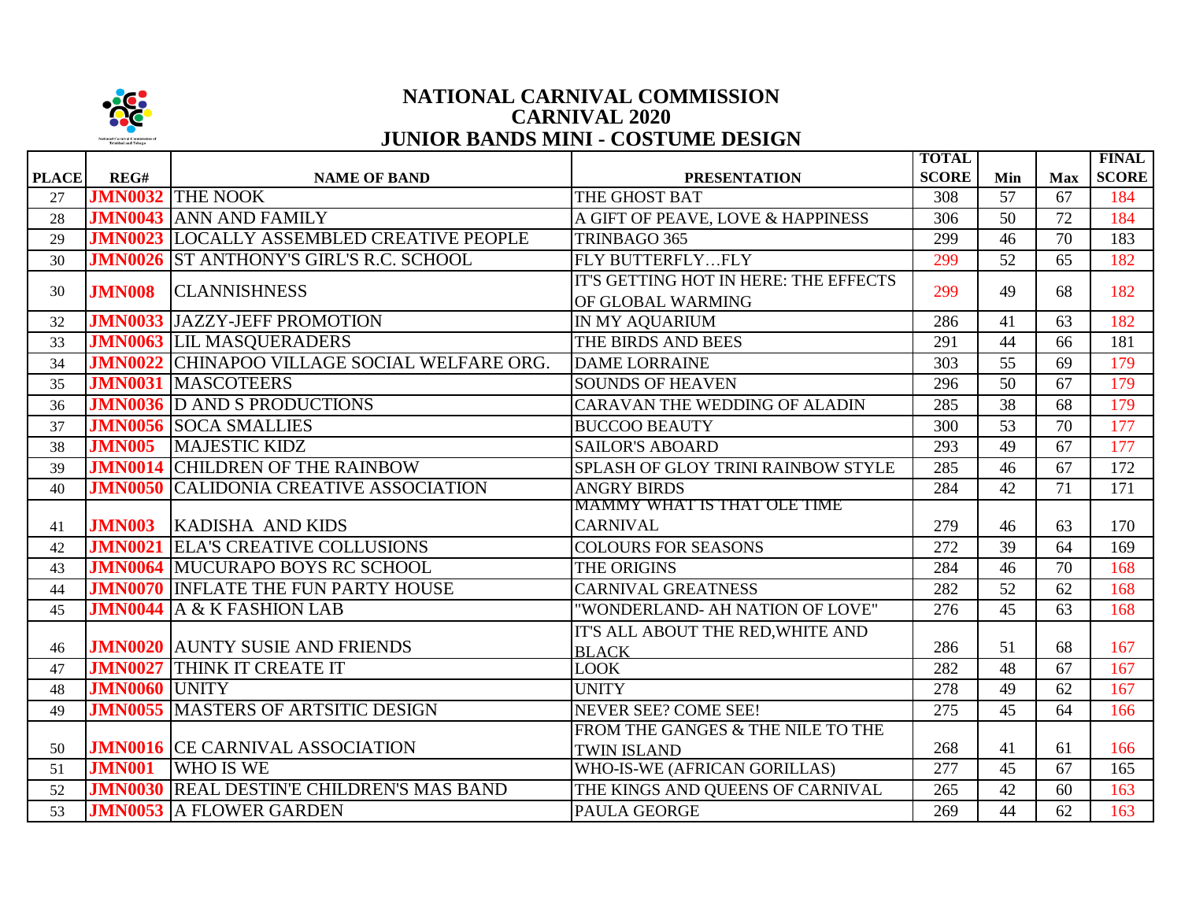# NATIONAL CARNIVAL COMMISSION
## CARNIVAL 2020
## JUNIOR BANDS MINI - COSTUME DESIGN

| PLACE | REG# | NAME OF BAND | PRESENTATION | TOTAL SCORE | Min | Max | FINAL SCORE |
|---|---|---|---|---|---|---|---|
| 27 | JMN0032 | THE NOOK | THE GHOST BAT | 308 | 57 | 67 | 184 |
| 28 | JMN0043 | ANN AND FAMILY | A GIFT OF PEAVE, LOVE & HAPPINESS | 306 | 50 | 72 | 184 |
| 29 | JMN0023 | LOCALLY ASSEMBLED CREATIVE PEOPLE | TRINBAGO 365 | 299 | 46 | 70 | 183 |
| 30 | JMN0026 | ST ANTHONY'S GIRL'S R.C. SCHOOL | FLY BUTTERFLY…FLY | 299 | 52 | 65 | 182 |
| 30 | JMN008 | CLANNISHNESS | IT'S GETTING HOT IN HERE: THE EFFECTS OF GLOBAL WARMING | 299 | 49 | 68 | 182 |
| 32 | JMN0033 | JAZZY-JEFF PROMOTION | IN MY AQUARIUM | 286 | 41 | 63 | 182 |
| 33 | JMN0063 | LIL MASQUERADERS | THE BIRDS AND BEES | 291 | 44 | 66 | 181 |
| 34 | JMN0022 | CHINAPOO VILLAGE SOCIAL WELFARE ORG. | DAME LORRAINE | 303 | 55 | 69 | 179 |
| 35 | JMN0031 | MASCOTEERS | SOUNDS OF HEAVEN | 296 | 50 | 67 | 179 |
| 36 | JMN0036 | D AND S PRODUCTIONS | CARAVAN THE WEDDING OF ALADIN | 285 | 38 | 68 | 179 |
| 37 | JMN0056 | SOCA SMALLIES | BUCCOO BEAUTY | 300 | 53 | 70 | 177 |
| 38 | JMN005 | MAJESTIC KIDZ | SAILOR'S ABOARD | 293 | 49 | 67 | 177 |
| 39 | JMN0014 | CHILDREN OF THE RAINBOW | SPLASH OF GLOY TRINI RAINBOW STYLE | 285 | 46 | 67 | 172 |
| 40 | JMN0050 | CALIDONIA CREATIVE ASSOCIATION | ANGRY BIRDS | 284 | 42 | 71 | 171 |
| 41 | JMN003 | KADISHA AND KIDS | MAMMY WHAT IS THAT OLE TIME CARNIVAL | 279 | 46 | 63 | 170 |
| 42 | JMN0021 | ELA'S CREATIVE COLLUSIONS | COLOURS FOR SEASONS | 272 | 39 | 64 | 169 |
| 43 | JMN0064 | MUCURAPO BOYS RC SCHOOL | THE ORIGINS | 284 | 46 | 70 | 168 |
| 44 | JMN0070 | INFLATE THE FUN PARTY HOUSE | CARNIVAL GREATNESS | 282 | 52 | 62 | 168 |
| 45 | JMN0044 | A & K FASHION LAB | "WONDERLAND- AH NATION OF LOVE" | 276 | 45 | 63 | 168 |
| 46 | JMN0020 | AUNTY SUSIE AND FRIENDS | IT'S ALL ABOUT THE RED,WHITE AND BLACK | 286 | 51 | 68 | 167 |
| 47 | JMN0027 | THINK IT CREATE IT | LOOK | 282 | 48 | 67 | 167 |
| 48 | JMN0060 | UNITY | UNITY | 278 | 49 | 62 | 167 |
| 49 | JMN0055 | MASTERS OF ARTSITIC DESIGN | NEVER SEE? COME SEE! | 275 | 45 | 64 | 166 |
| 50 | JMN0016 | CE CARNIVAL ASSOCIATION | FROM THE GANGES & THE NILE TO THE TWIN ISLAND | 268 | 41 | 61 | 166 |
| 51 | JMN001 | WHO IS WE | WHO-IS-WE (AFRICAN GORILLAS) | 277 | 45 | 67 | 165 |
| 52 | JMN0030 | REAL DESTIN'E CHILDREN'S MAS BAND | THE KINGS AND QUEENS OF CARNIVAL | 265 | 42 | 60 | 163 |
| 53 | JMN0053 | A FLOWER GARDEN | PAULA GEORGE | 269 | 44 | 62 | 163 |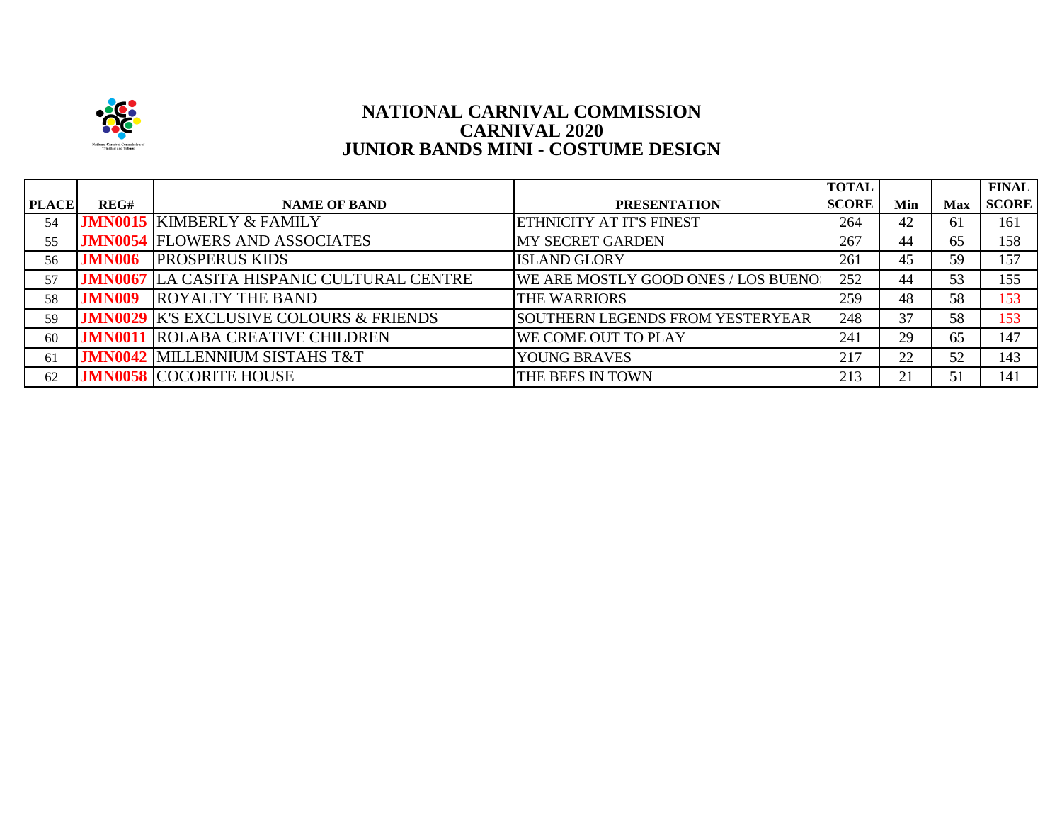# NATIONAL CARNIVAL COMMISSION
## CARNIVAL 2020
## JUNIOR BANDS MINI - COSTUME DESIGN

| PLACE | REG# | NAME OF BAND | PRESENTATION | TOTAL SCORE | Min | Max | FINAL SCORE |
|---|---|---|---|---|---|---|---|
| 54 | JMN0015 | KIMBERLY & FAMILY | ETHNICITY AT IT'S FINEST | 264 | 42 | 61 | 161 |
| 55 | JMN0054 | FLOWERS AND ASSOCIATES | MY SECRET GARDEN | 267 | 44 | 65 | 158 |
| 56 | JMN006 | PROSPERUS KIDS | ISLAND GLORY | 261 | 45 | 59 | 157 |
| 57 | JMN0067 | LA CASITA HISPANIC CULTURAL CENTRE | WE ARE MOSTLY GOOD ONES / LOS BUENO | 252 | 44 | 53 | 155 |
| 58 | JMN009 | ROYALTY THE BAND | THE WARRIORS | 259 | 48 | 58 | 153 |
| 59 | JMN0029 | K'S EXCLUSIVE COLOURS & FRIENDS | SOUTHERN LEGENDS FROM YESTERYEAR | 248 | 37 | 58 | 153 |
| 60 | JMN0011 | ROLABA CREATIVE CHILDREN | WE COME OUT TO PLAY | 241 | 29 | 65 | 147 |
| 61 | JMN0042 | MILLENNIUM SISTAHS T&T | YOUNG BRAVES | 217 | 22 | 52 | 143 |
| 62 | JMN0058 | COCORITE HOUSE | THE BEES IN TOWN | 213 | 21 | 51 | 141 |